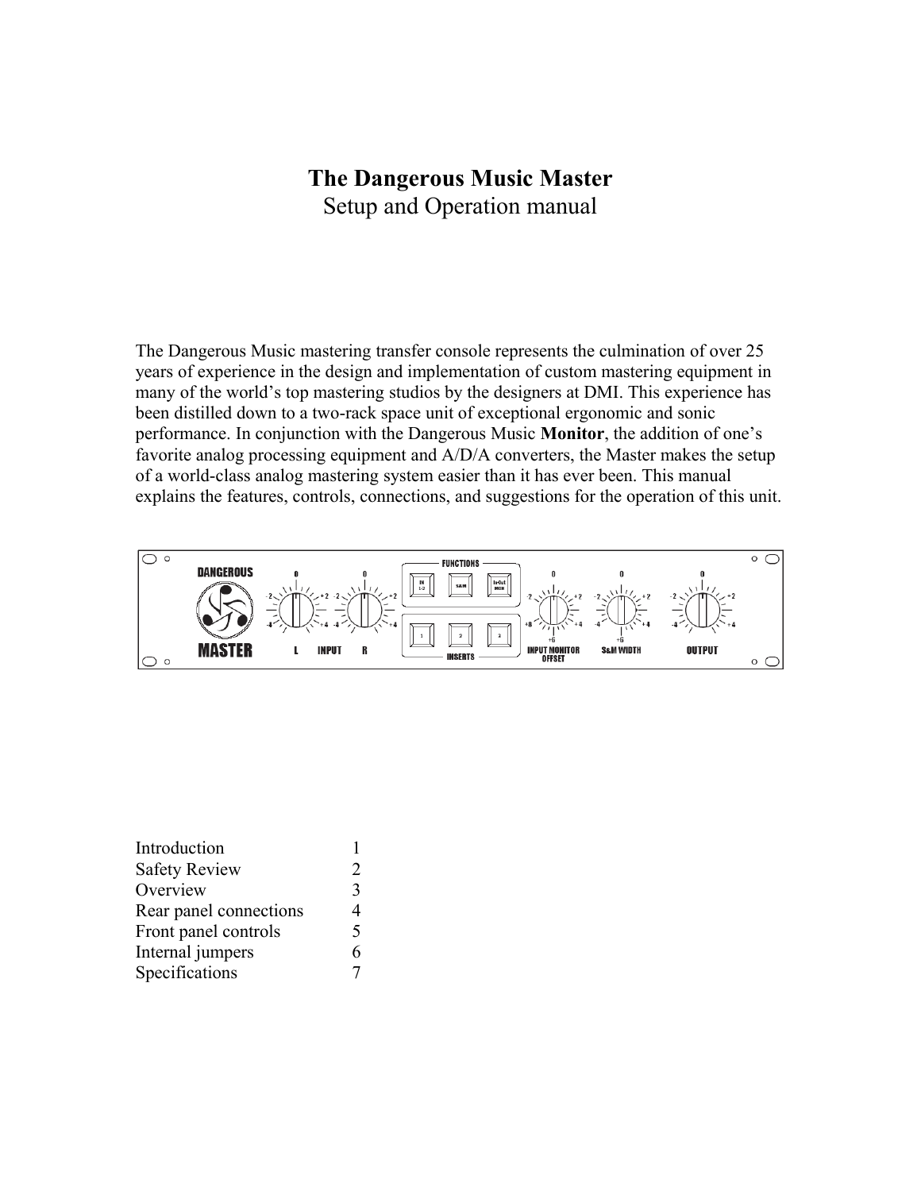# The Dangerous Music Master

Setup and Operation manual

The Dangerous Music mastering transfer console represents the culmination of over 25 years of experience in the design and implementation of custom mastering equipment in many of the world's top mastering studios by the designers at DMI. This experience has been distilled down to a two-rack space unit of exceptional ergonomic and sonic performance. In conjunction with the Dangerous Music **Monitor**, the addition of one's favorite analog processing equipment and A/D/A converters, the Master makes the setup of a world-class analog mastering system easier than it has ever been. This manual explains the features, controls, connections, and suggestions for the operation of this unit.

| | |
|---|---|
| Introduction | 1 |
| Safety Review | 2 |
| Overview | 3 |
| Rear panel connections | 4 |
| Front panel controls | 5 |
| Internal jumpers | 6 |
| Specifications | 7 |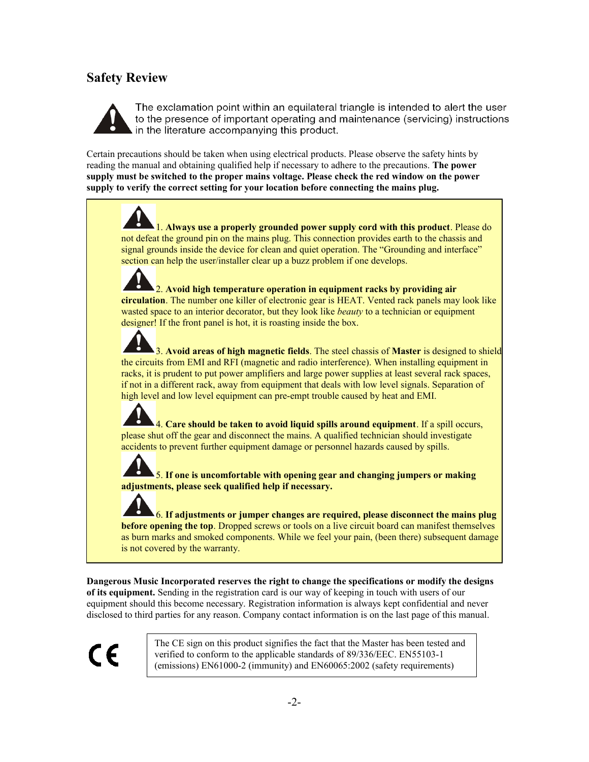## Safety Review

The exclamation point within an equilateral triangle is intended to alert the user to the presence of important operating and maintenance (servicing) instructions in the literature accompanying this product.

Certain precautions should be taken when using electrical products. Please observe the safety hints by reading the manual and obtaining qualified help if necessary to adhere to the precautions. **The power supply must be switched to the proper mains voltage. Please check the red window on the power supply to verify the correct setting for your location before connecting the mains plug.**

1. **Always use a properly grounded power supply cord with this product**. Please do not defeat the ground pin on the mains plug. This connection provides earth to the chassis and signal grounds inside the device for clean and quiet operation. The "Grounding and interface" section can help the user/installer clear up a buzz problem if one develops.

2. **Avoid high temperature operation in equipment racks by providing air circulation**. The number one killer of electronic gear is HEAT. Vented rack panels may look like wasted space to an interior decorator, but they look like *beauty* to a technician or equipment designer! If the front panel is hot, it is roasting inside the box.

3. **Avoid areas of high magnetic fields**. The steel chassis of **Master** is designed to shield the circuits from EMI and RFI (magnetic and radio interference). When installing equipment in racks, it is prudent to put power amplifiers and large power supplies at least several rack spaces, if not in a different rack, away from equipment that deals with low level signals. Separation of high level and low level equipment can pre-empt trouble caused by heat and EMI.

4. **Care should be taken to avoid liquid spills around equipment**. If a spill occurs, please shut off the gear and disconnect the mains. A qualified technician should investigate accidents to prevent further equipment damage or personnel hazards caused by spills.

5. **If one is uncomfortable with opening gear and changing jumpers or making adjustments, please seek qualified help if necessary.**

6. **If adjustments or jumper changes are required, please disconnect the mains plug before opening the top**. Dropped screws or tools on a live circuit board can manifest themselves as burn marks and smoked components. While we feel your pain, (been there) subsequent damage is not covered by the warranty.

**Dangerous Music Incorporated reserves the right to change the specifications or modify the designs of its equipment.** Sending in the registration card is our way of keeping in touch with users of our equipment should this become necessary. Registration information is always kept confidential and never disclosed to third parties for any reason. Company contact information is on the last page of this manual.

The CE sign on this product signifies the fact that the Master has been tested and verified to conform to the applicable standards of 89/336/EEC. EN55103-1 (emissions) EN61000-2 (immunity) and EN60065:2002 (safety requirements)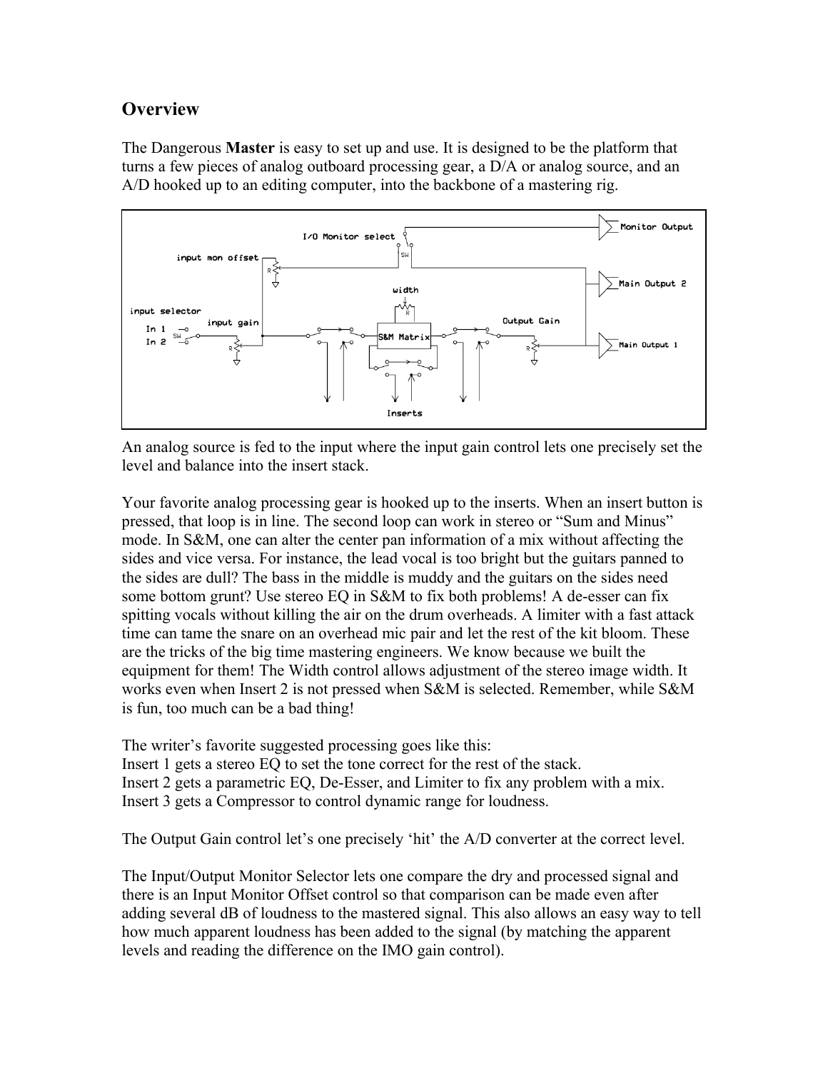## Overview

The Dangerous **Master** is easy to set up and use. It is designed to be the platform that turns a few pieces of analog outboard processing gear, a D/A or analog source, and an A/D hooked up to an editing computer, into the backbone of a mastering rig.

An analog source is fed to the input where the input gain control lets one precisely set the level and balance into the insert stack.

Your favorite analog processing gear is hooked up to the inserts. When an insert button is pressed, that loop is in line. The second loop can work in stereo or "Sum and Minus" mode. In S&M, one can alter the center pan information of a mix without affecting the sides and vice versa. For instance, the lead vocal is too bright but the guitars panned to the sides are dull? The bass in the middle is muddy and the guitars on the sides need some bottom grunt? Use stereo EQ in S&M to fix both problems! A de-esser can fix spitting vocals without killing the air on the drum overheads. A limiter with a fast attack time can tame the snare on an overhead mic pair and let the rest of the kit bloom. These are the tricks of the big time mastering engineers. We know because we built the equipment for them! The Width control allows adjustment of the stereo image width. It works even when Insert 2 is not pressed when S&M is selected. Remember, while S&M is fun, too much can be a bad thing!

The writer's favorite suggested processing goes like this:
Insert 1 gets a stereo EQ to set the tone correct for the rest of the stack.
Insert 2 gets a parametric EQ, De-Esser, and Limiter to fix any problem with a mix.
Insert 3 gets a Compressor to control dynamic range for loudness.

The Output Gain control let's one precisely 'hit' the A/D converter at the correct level.

The Input/Output Monitor Selector lets one compare the dry and processed signal and there is an Input Monitor Offset control so that comparison can be made even after adding several dB of loudness to the mastered signal. This also allows an easy way to tell how much apparent loudness has been added to the signal (by matching the apparent levels and reading the difference on the IMO gain control).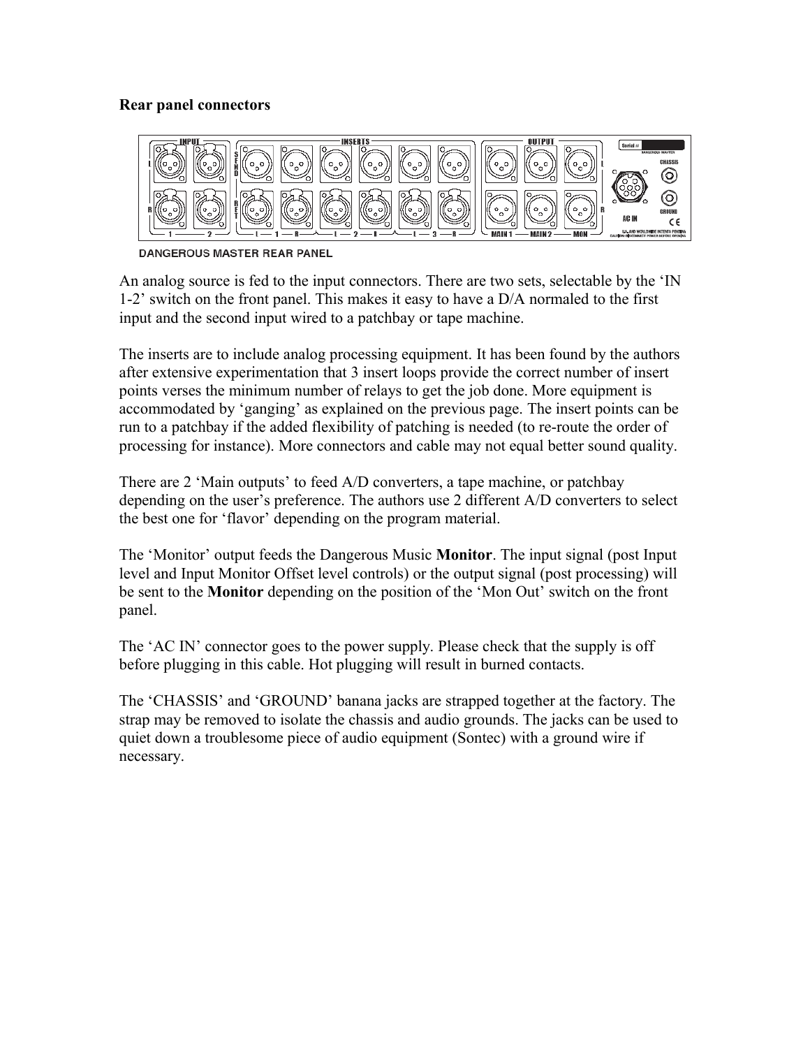**Rear panel connectors**

DANGEROUS MASTER REAR PANEL

An analog source is fed to the input connectors. There are two sets, selectable by the 'IN 1-2' switch on the front panel. This makes it easy to have a D/A normaled to the first input and the second input wired to a patchbay or tape machine.

The inserts are to include analog processing equipment. It has been found by the authors after extensive experimentation that 3 insert loops provide the correct number of insert points verses the minimum number of relays to get the job done. More equipment is accommodated by 'ganging' as explained on the previous page. The insert points can be run to a patchbay if the added flexibility of patching is needed (to re-route the order of processing for instance). More connectors and cable may not equal better sound quality.

There are 2 'Main outputs' to feed A/D converters, a tape machine, or patchbay depending on the user's preference. The authors use 2 different A/D converters to select the best one for 'flavor' depending on the program material.

The 'Monitor' output feeds the Dangerous Music **Monitor**. The input signal (post Input level and Input Monitor Offset level controls) or the output signal (post processing) will be sent to the **Monitor** depending on the position of the 'Mon Out' switch on the front panel.

The 'AC IN' connector goes to the power supply. Please check that the supply is off before plugging in this cable. Hot plugging will result in burned contacts.

The 'CHASSIS' and 'GROUND' banana jacks are strapped together at the factory. The strap may be removed to isolate the chassis and audio grounds. The jacks can be used to quiet down a troublesome piece of audio equipment (Sontec) with a ground wire if necessary.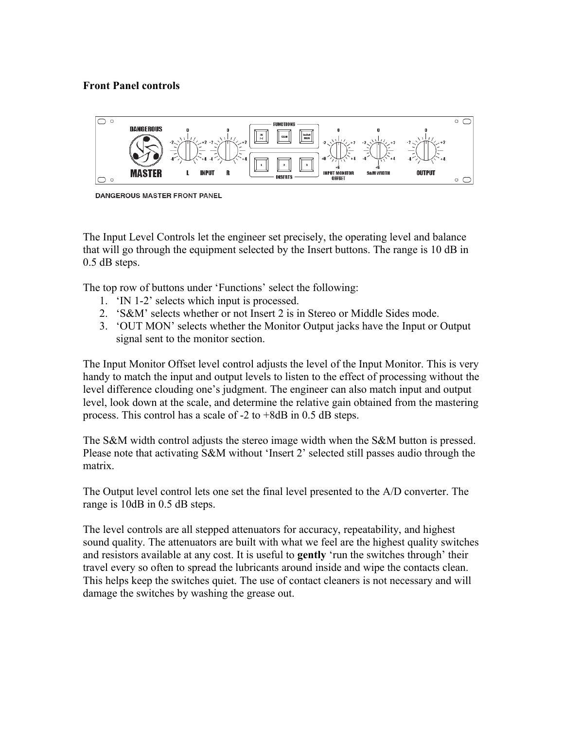**Front Panel controls**

DANGEROUS MASTER FRONT PANEL

The Input Level Controls let the engineer set precisely, the operating level and balance that will go through the equipment selected by the Insert buttons. The range is 10 dB in 0.5 dB steps.

The top row of buttons under 'Functions' select the following:

1. 'IN 1-2' selects which input is processed.
2. 'S&M' selects whether or not Insert 2 is in Stereo or Middle Sides mode.
3. 'OUT MON' selects whether the Monitor Output jacks have the Input or Output signal sent to the monitor section.

The Input Monitor Offset level control adjusts the level of the Input Monitor. This is very handy to match the input and output levels to listen to the effect of processing without the level difference clouding one's judgment. The engineer can also match input and output level, look down at the scale, and determine the relative gain obtained from the mastering process. This control has a scale of -2 to +8dB in 0.5 dB steps.

The S&M width control adjusts the stereo image width when the S&M button is pressed. Please note that activating S&M without 'Insert 2' selected still passes audio through the matrix.

The Output level control lets one set the final level presented to the A/D converter. The range is 10dB in 0.5 dB steps.

The level controls are all stepped attenuators for accuracy, repeatability, and highest sound quality. The attenuators are built with what we feel are the highest quality switches and resistors available at any cost. It is useful to **gently** 'run the switches through' their travel every so often to spread the lubricants around inside and wipe the contacts clean. This helps keep the switches quiet. The use of contact cleaners is not necessary and will damage the switches by washing the grease out.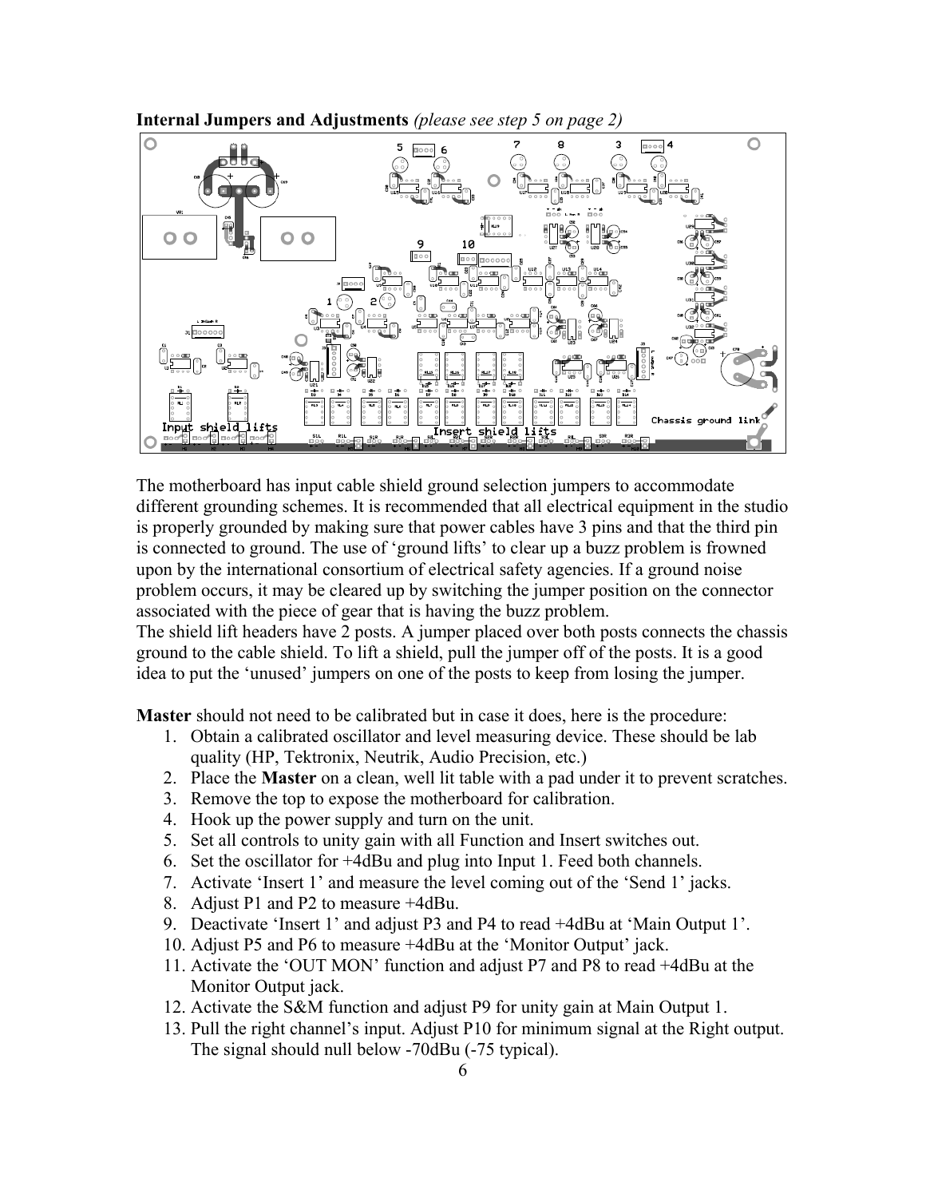**Internal Jumpers and Adjustments** *(please see step 5 on page 2)*

The motherboard has input cable shield ground selection jumpers to accommodate different grounding schemes. It is recommended that all electrical equipment in the studio is properly grounded by making sure that power cables have 3 pins and that the third pin is connected to ground. The use of 'ground lifts' to clear up a buzz problem is frowned upon by the international consortium of electrical safety agencies. If a ground noise problem occurs, it may be cleared up by switching the jumper position on the connector associated with the piece of gear that is having the buzz problem.
The shield lift headers have 2 posts. A jumper placed over both posts connects the chassis ground to the cable shield. To lift a shield, pull the jumper off of the posts. It is a good idea to put the 'unused' jumpers on one of the posts to keep from losing the jumper.

**Master** should not need to be calibrated but in case it does, here is the procedure:

1. Obtain a calibrated oscillator and level measuring device. These should be lab quality (HP, Tektronix, Neutrik, Audio Precision, etc.)
2. Place the **Master** on a clean, well lit table with a pad under it to prevent scratches.
3. Remove the top to expose the motherboard for calibration.
4. Hook up the power supply and turn on the unit.
5. Set all controls to unity gain with all Function and Insert switches out.
6. Set the oscillator for +4dBu and plug into Input 1. Feed both channels.
7. Activate 'Insert 1' and measure the level coming out of the 'Send 1' jacks.
8. Adjust P1 and P2 to measure +4dBu.
9. Deactivate 'Insert 1' and adjust P3 and P4 to read +4dBu at 'Main Output 1'.
10. Adjust P5 and P6 to measure +4dBu at the 'Monitor Output' jack.
11. Activate the 'OUT MON' function and adjust P7 and P8 to read +4dBu at the Monitor Output jack.
12. Activate the S&M function and adjust P9 for unity gain at Main Output 1.
13. Pull the right channel's input. Adjust P10 for minimum signal at the Right output. The signal should null below -70dBu (-75 typical).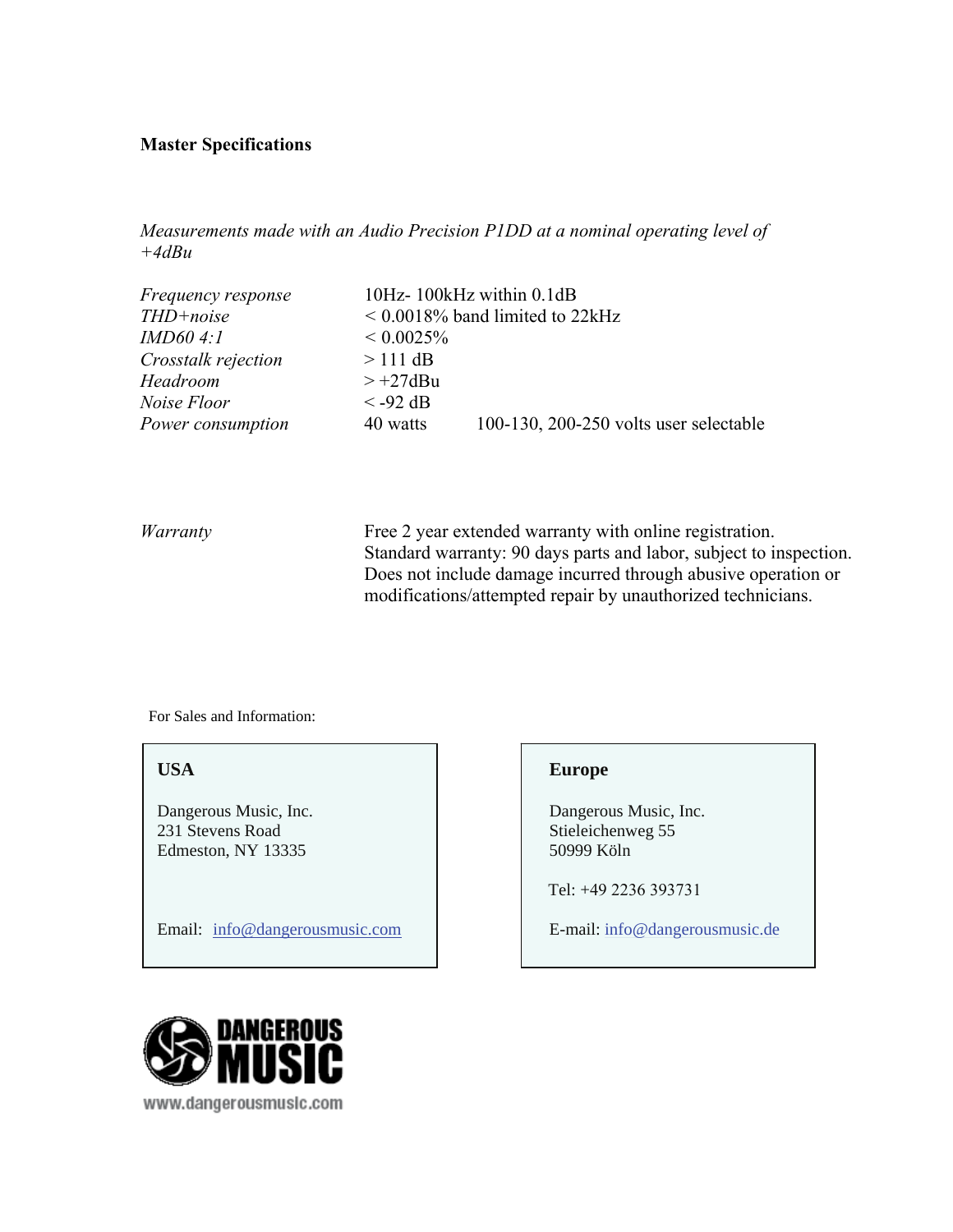**Master Specifications**

*Measurements made with an Audio Precision P1DD at a nominal operating level of +4dBu*

| | | |
|---|---|---|
| *Frequency response* | 10Hz- 100kHz within 0.1dB | |
| *THD+noise* | < 0.0018% band limited to 22kHz | |
| *IMD60 4:1* | < 0.0025% | |
| *Crosstalk rejection* | > 111 dB | |
| *Headroom* | > +27dBu | |
| *Noise Floor* | < -92 dB | |
| *Power consumption* | 40 watts | 100-130, 200-250 volts user selectable |

*Warranty* Free 2 year extended warranty with online registration. Standard warranty: 90 days parts and labor, subject to inspection. Does not include damage incurred through abusive operation or modifications/attempted repair by unauthorized technicians.

For Sales and Information:

**USA**

Dangerous Music, Inc.
231 Stevens Road
Edmeston, NY 13335

Email: info@dangerousmusic.com

**Europe**

Dangerous Music, Inc.
Stieleichenweg 55
50999 Köln

Tel: +49 2236 393731

E-mail: info@dangerousmusic.de

DANGEROUS MUSIC

www.dangerousmusic.com